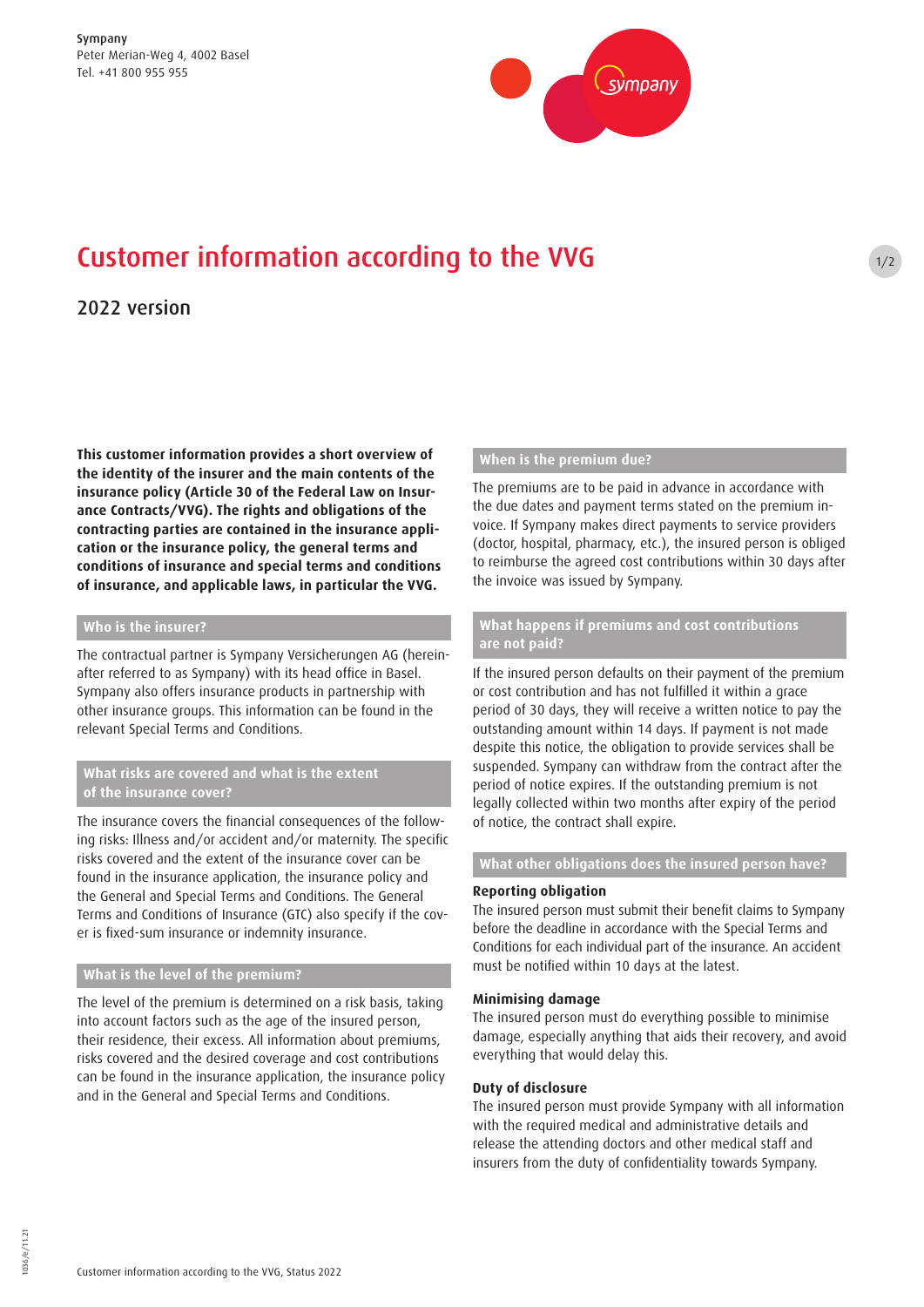Sympany
Peter Merian-Weg 4, 4002 Basel
Tel. +41 800 955 955

# Customer information according to the VVG

## 2022 version

**This customer information provides a short overview of the identity of the insurer and the main contents of the insurance policy (Article 30 of the Federal Law on Insurance Contracts/VVG). The rights and obligations of the contracting parties are contained in the insurance application or the insurance policy, the general terms and conditions of insurance and special terms and conditions of insurance, and applicable laws, in particular the VVG.**

### Who is the insurer?

The contractual partner is Sympany Versicherungen AG (hereinafter referred to as Sympany) with its head office in Basel. Sympany also offers insurance products in partnership with other insurance groups. This information can be found in the relevant Special Terms and Conditions.

### What risks are covered and what is the extent of the insurance cover?

The insurance covers the financial consequences of the following risks: Illness and/or accident and/or maternity. The specific risks covered and the extent of the insurance cover can be found in the insurance application, the insurance policy and the General and Special Terms and Conditions. The General Terms and Conditions of Insurance (GTC) also specify if the cover is fixed-sum insurance or indemnity insurance.

### What is the level of the premium?

The level of the premium is determined on a risk basis, taking into account factors such as the age of the insured person, their residence, their excess. All information about premiums, risks covered and the desired coverage and cost contributions can be found in the insurance application, the insurance policy and in the General and Special Terms and Conditions.

### When is the premium due?

The premiums are to be paid in advance in accordance with the due dates and payment terms stated on the premium invoice. If Sympany makes direct payments to service providers (doctor, hospital, pharmacy, etc.), the insured person is obliged to reimburse the agreed cost contributions within 30 days after the invoice was issued by Sympany.

### What happens if premiums and cost contributions are not paid?

If the insured person defaults on their payment of the premium or cost contribution and has not fulfilled it within a grace period of 30 days, they will receive a written notice to pay the outstanding amount within 14 days. If payment is not made despite this notice, the obligation to provide services shall be suspended. Sympany can withdraw from the contract after the period of notice expires. If the outstanding premium is not legally collected within two months after expiry of the period of notice, the contract shall expire.

### What other obligations does the insured person have?

**Reporting obligation**
The insured person must submit their benefit claims to Sympany before the deadline in accordance with the Special Terms and Conditions for each individual part of the insurance. An accident must be notified within 10 days at the latest.

**Minimising damage**
The insured person must do everything possible to minimise damage, especially anything that aids their recovery, and avoid everything that would delay this.

**Duty of disclosure**
The insured person must provide Sympany with all information with the required medical and administrative details and release the attending doctors and other medical staff and insurers from the duty of confidentiality towards Sympany.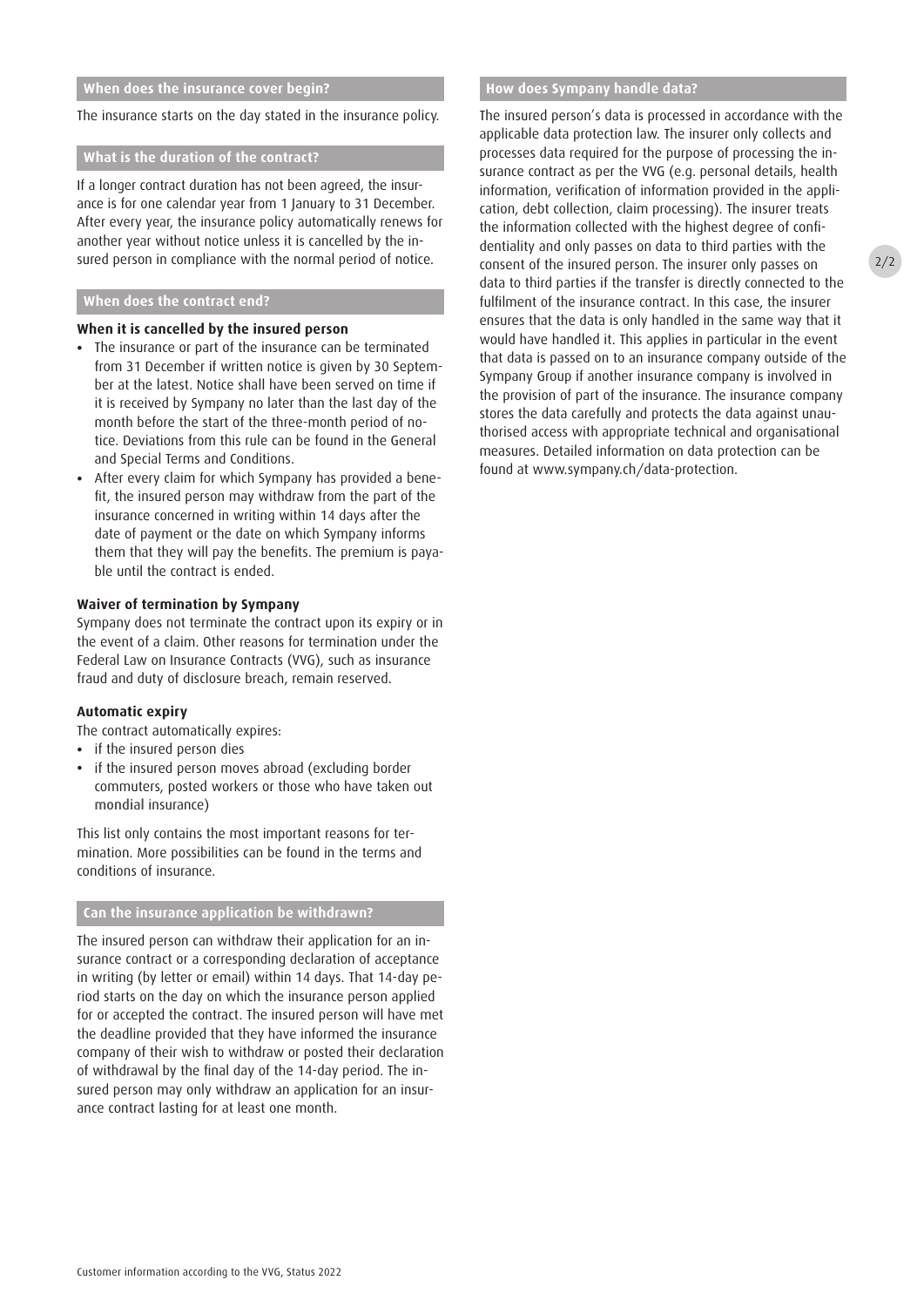## When does the insurance cover begin?

The insurance starts on the day stated in the insurance policy.

## What is the duration of the contract?

If a longer contract duration has not been agreed, the insurance is for one calendar year from 1 January to 31 December. After every year, the insurance policy automatically renews for another year without notice unless it is cancelled by the insured person in compliance with the normal period of notice.

## When does the contract end?

**When it is cancelled by the insured person**

- The insurance or part of the insurance can be terminated from 31 December if written notice is given by 30 September at the latest. Notice shall have been served on time if it is received by Sympany no later than the last day of the month before the start of the three-month period of notice. Deviations from this rule can be found in the General and Special Terms and Conditions.
- After every claim for which Sympany has provided a benefit, the insured person may withdraw from the part of the insurance concerned in writing within 14 days after the date of payment or the date on which Sympany informs them that they will pay the benefits. The premium is payable until the contract is ended.

**Waiver of termination by Sympany**

Sympany does not terminate the contract upon its expiry or in the event of a claim. Other reasons for termination under the Federal Law on Insurance Contracts (VVG), such as insurance fraud and duty of disclosure breach, remain reserved.

**Automatic expiry**

The contract automatically expires:

- if the insured person dies
- if the insured person moves abroad (excluding border commuters, posted workers or those who have taken out mondial insurance)

This list only contains the most important reasons for termination. More possibilities can be found in the terms and conditions of insurance.

## Can the insurance application be withdrawn?

The insured person can withdraw their application for an insurance contract or a corresponding declaration of acceptance in writing (by letter or email) within 14 days. That 14-day period starts on the day on which the insurance person applied for or accepted the contract. The insured person will have met the deadline provided that they have informed the insurance company of their wish to withdraw or posted their declaration of withdrawal by the final day of the 14-day period. The insured person may only withdraw an application for an insurance contract lasting for at least one month.

## How does Sympany handle data?

The insured person's data is processed in accordance with the applicable data protection law. The insurer only collects and processes data required for the purpose of processing the insurance contract as per the VVG (e.g. personal details, health information, verification of information provided in the application, debt collection, claim processing). The insurer treats the information collected with the highest degree of confidentiality and only passes on data to third parties with the consent of the insured person. The insurer only passes on data to third parties if the transfer is directly connected to the fulfilment of the insurance contract. In this case, the insurer ensures that the data is only handled in the same way that it would have handled it. This applies in particular in the event that data is passed on to an insurance company outside of the Sympany Group if another insurance company is involved in the provision of part of the insurance. The insurance company stores the data carefully and protects the data against unauthorised access with appropriate technical and organisational measures. Detailed information on data protection can be found at www.sympany.ch/data-protection.